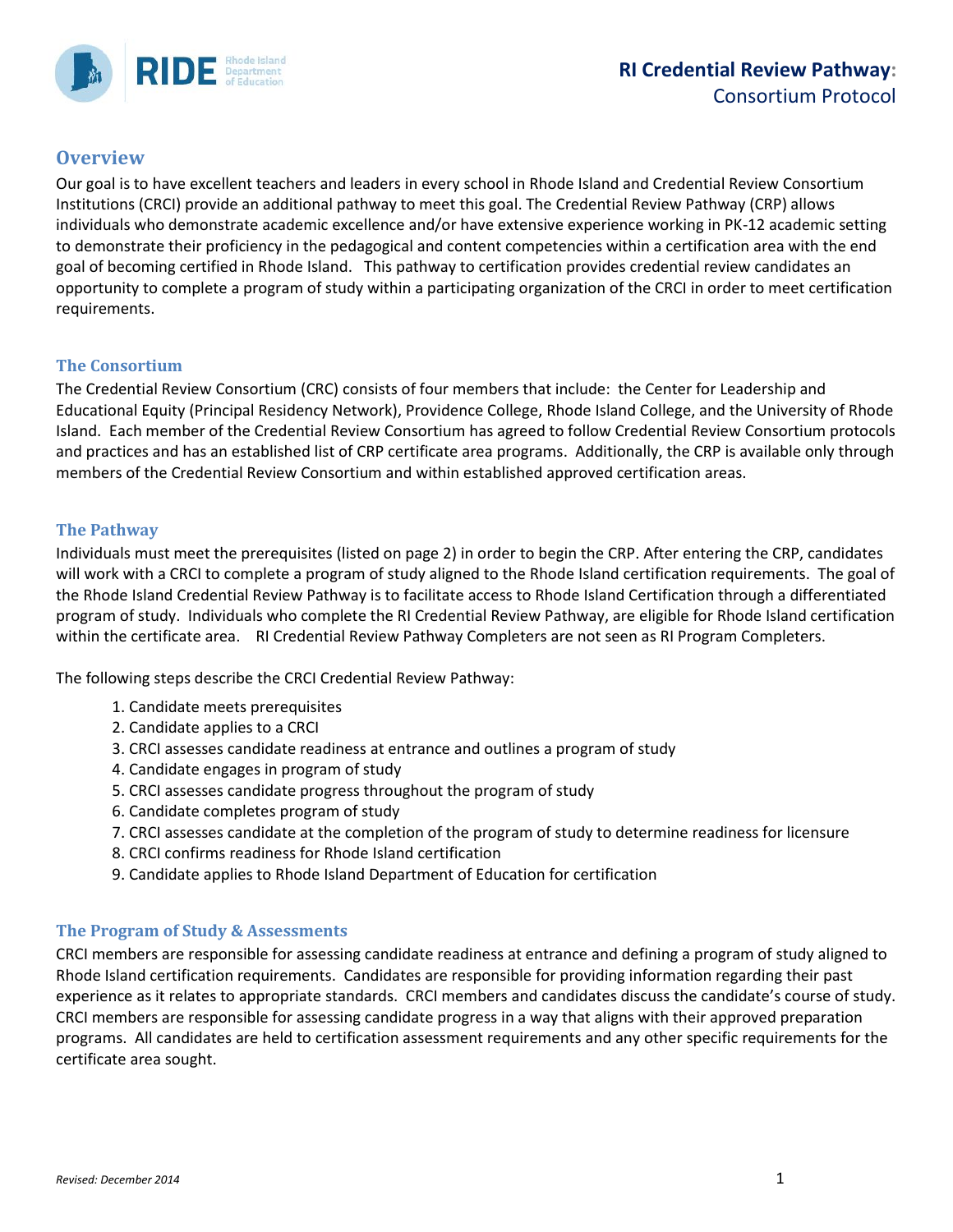# RI Credential Review Pathway: Consortium Protocol

## Overview

Our goal is to have excellent teachers and leaders in every school in Rhode Island and Credential Review Consortium Institutions (CRCI) provide an additional pathway to meet this goal. The Credential Review Pathway (CRP) allows individuals who demonstrate academic excellence and/or have extensive experience working in PK-12 academic setting to demonstrate their proficiency in the pedagogical and content competencies within a certification area with the end goal of becoming certified in Rhode Island. This pathway to certification provides credential review candidates an opportunity to complete a program of study within a participating organization of the CRCI in order to meet certification requirements.

### The Consortium

The Credential Review Consortium (CRC) consists of four members that include: the Center for Leadership and Educational Equity (Principal Residency Network), Providence College, Rhode Island College, and the University of Rhode Island. Each member of the Credential Review Consortium has agreed to follow Credential Review Consortium protocols and practices and has an established list of CRP certificate area programs. Additionally, the CRP is available only through members of the Credential Review Consortium and within established approved certification areas.

### The Pathway

Individuals must meet the prerequisites (listed on page 2) in order to begin the CRP. After entering the CRP, candidates will work with a CRCI to complete a program of study aligned to the Rhode Island certification requirements. The goal of the Rhode Island Credential Review Pathway is to facilitate access to Rhode Island Certification through a differentiated program of study. Individuals who complete the RI Credential Review Pathway, are eligible for Rhode Island certification within the certificate area. RI Credential Review Pathway Completers are not seen as RI Program Completers.

The following steps describe the CRCI Credential Review Pathway:

1. Candidate meets prerequisites
2. Candidate applies to a CRCI
3. CRCI assesses candidate readiness at entrance and outlines a program of study
4. Candidate engages in program of study
5. CRCI assesses candidate progress throughout the program of study
6. Candidate completes program of study
7. CRCI assesses candidate at the completion of the program of study to determine readiness for licensure
8. CRCI confirms readiness for Rhode Island certification
9. Candidate applies to Rhode Island Department of Education for certification

### The Program of Study & Assessments

CRCI members are responsible for assessing candidate readiness at entrance and defining a program of study aligned to Rhode Island certification requirements. Candidates are responsible for providing information regarding their past experience as it relates to appropriate standards. CRCI members and candidates discuss the candidate's course of study. CRCI members are responsible for assessing candidate progress in a way that aligns with their approved preparation programs. All candidates are held to certification assessment requirements and any other specific requirements for the certificate area sought.

*Revised: December 2014*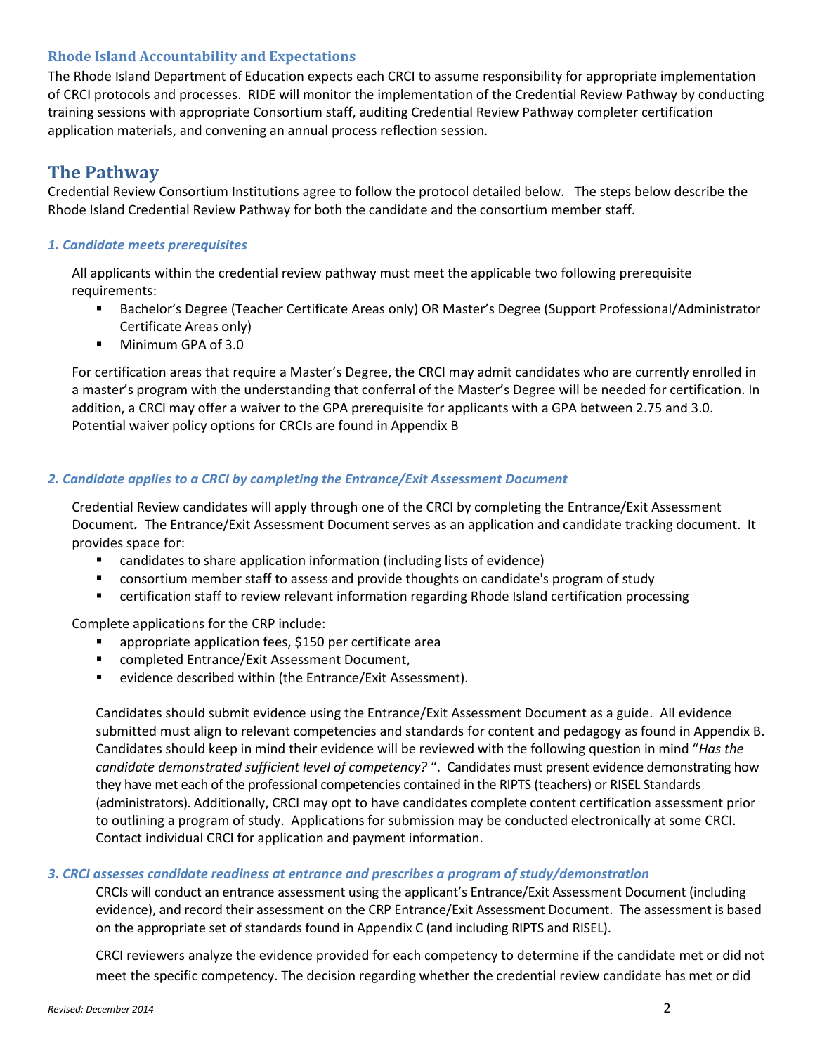### Rhode Island Accountability and Expectations

The Rhode Island Department of Education expects each CRCI to assume responsibility for appropriate implementation of CRCI protocols and processes. RIDE will monitor the implementation of the Credential Review Pathway by conducting training sessions with appropriate Consortium staff, auditing Credential Review Pathway completer certification application materials, and convening an annual process reflection session.

## The Pathway

Credential Review Consortium Institutions agree to follow the protocol detailed below. The steps below describe the Rhode Island Credential Review Pathway for both the candidate and the consortium member staff.

#### *1. Candidate meets prerequisites*

All applicants within the credential review pathway must meet the applicable two following prerequisite requirements:

- Bachelor's Degree (Teacher Certificate Areas only) OR Master's Degree (Support Professional/Administrator Certificate Areas only)
- Minimum GPA of 3.0

For certification areas that require a Master's Degree, the CRCI may admit candidates who are currently enrolled in a master's program with the understanding that conferral of the Master's Degree will be needed for certification. In addition, a CRCI may offer a waiver to the GPA prerequisite for applicants with a GPA between 2.75 and 3.0. Potential waiver policy options for CRCIs are found in Appendix B

#### *2. Candidate applies to a CRCI by completing the Entrance/Exit Assessment Document*

Credential Review candidates will apply through one of the CRCI by completing the Entrance/Exit Assessment Document**.** The Entrance/Exit Assessment Document serves as an application and candidate tracking document. It provides space for:

- candidates to share application information (including lists of evidence)
- consortium member staff to assess and provide thoughts on candidate's program of study
- certification staff to review relevant information regarding Rhode Island certification processing

Complete applications for the CRP include:

- appropriate application fees, $150 per certificate area
- completed Entrance/Exit Assessment Document,
- evidence described within (the Entrance/Exit Assessment).

Candidates should submit evidence using the Entrance/Exit Assessment Document as a guide. All evidence submitted must align to relevant competencies and standards for content and pedagogy as found in Appendix B. Candidates should keep in mind their evidence will be reviewed with the following question in mind "*Has the candidate demonstrated sufficient level of competency?* ". Candidates must present evidence demonstrating how they have met each of the professional competencies contained in the RIPTS (teachers) or RISEL Standards (administrators). Additionally, CRCI may opt to have candidates complete content certification assessment prior to outlining a program of study. Applications for submission may be conducted electronically at some CRCI. Contact individual CRCI for application and payment information.

#### *3. CRCI assesses candidate readiness at entrance and prescribes a program of study/demonstration*

CRCIs will conduct an entrance assessment using the applicant's Entrance/Exit Assessment Document (including evidence), and record their assessment on the CRP Entrance/Exit Assessment Document. The assessment is based on the appropriate set of standards found in Appendix C (and including RIPTS and RISEL).

CRCI reviewers analyze the evidence provided for each competency to determine if the candidate met or did not meet the specific competency. The decision regarding whether the credential review candidate has met or did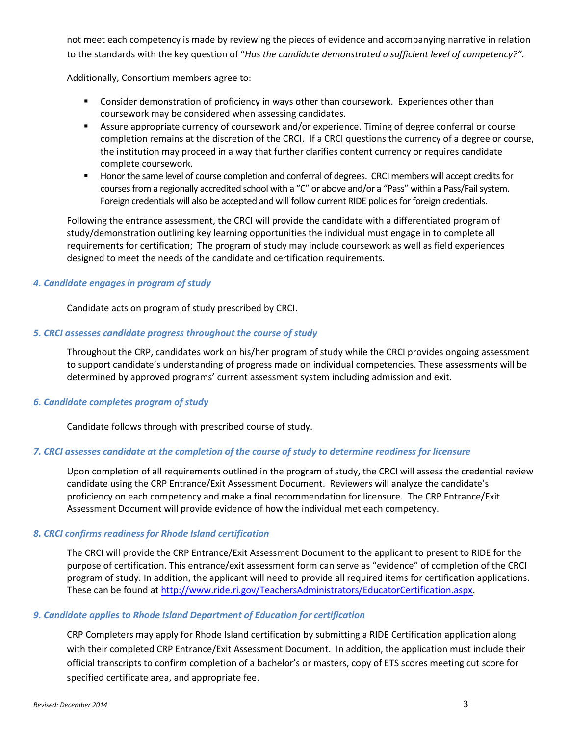not meet each competency is made by reviewing the pieces of evidence and accompanying narrative in relation to the standards with the key question of "*Has the candidate demonstrated a sufficient level of competency?".*

Additionally, Consortium members agree to:

- Consider demonstration of proficiency in ways other than coursework. Experiences other than coursework may be considered when assessing candidates.
- Assure appropriate currency of coursework and/or experience. Timing of degree conferral or course completion remains at the discretion of the CRCI. If a CRCI questions the currency of a degree or course, the institution may proceed in a way that further clarifies content currency or requires candidate complete coursework.
- Honor the same level of course completion and conferral of degrees. CRCI members will accept credits for courses from a regionally accredited school with a "C" or above and/or a "Pass" within a Pass/Fail system. Foreign credentials will also be accepted and will follow current RIDE policies for foreign credentials.

Following the entrance assessment, the CRCI will provide the candidate with a differentiated program of study/demonstration outlining key learning opportunities the individual must engage in to complete all requirements for certification; The program of study may include coursework as well as field experiences designed to meet the needs of the candidate and certification requirements.

### *4. Candidate engages in program of study*

Candidate acts on program of study prescribed by CRCI.

### *5. CRCI assesses candidate progress throughout the course of study*

Throughout the CRP, candidates work on his/her program of study while the CRCI provides ongoing assessment to support candidate's understanding of progress made on individual competencies. These assessments will be determined by approved programs' current assessment system including admission and exit.

### *6. Candidate completes program of study*

Candidate follows through with prescribed course of study.

### *7. CRCI assesses candidate at the completion of the course of study to determine readiness for licensure*

Upon completion of all requirements outlined in the program of study, the CRCI will assess the credential review candidate using the CRP Entrance/Exit Assessment Document. Reviewers will analyze the candidate's proficiency on each competency and make a final recommendation for licensure. The CRP Entrance/Exit Assessment Document will provide evidence of how the individual met each competency.

### *8. CRCI confirms readiness for Rhode Island certification*

The CRCI will provide the CRP Entrance/Exit Assessment Document to the applicant to present to RIDE for the purpose of certification. This entrance/exit assessment form can serve as "evidence" of completion of the CRCI program of study. In addition, the applicant will need to provide all required items for certification applications. These can be found at http://www.ride.ri.gov/TeachersAdministrators/EducatorCertification.aspx.

### *9. Candidate applies to Rhode Island Department of Education for certification*

CRP Completers may apply for Rhode Island certification by submitting a RIDE Certification application along with their completed CRP Entrance/Exit Assessment Document. In addition, the application must include their official transcripts to confirm completion of a bachelor's or masters, copy of ETS scores meeting cut score for specified certificate area, and appropriate fee.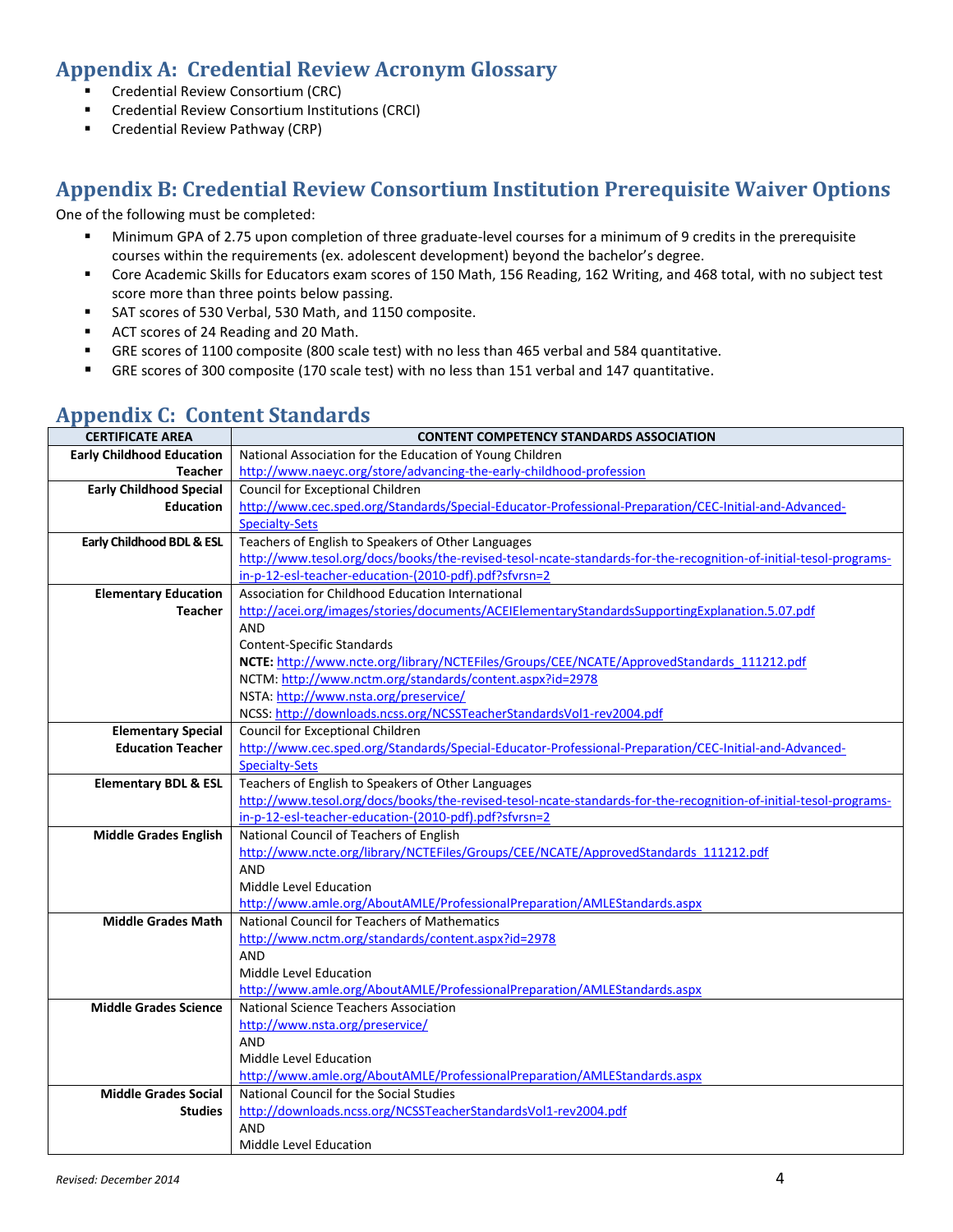## Appendix A: Credential Review Acronym Glossary

- Credential Review Consortium (CRC)
- Credential Review Consortium Institutions (CRCI)
- Credential Review Pathway (CRP)

## Appendix B: Credential Review Consortium Institution Prerequisite Waiver Options

One of the following must be completed:

- Minimum GPA of 2.75 upon completion of three graduate-level courses for a minimum of 9 credits in the prerequisite courses within the requirements (ex. adolescent development) beyond the bachelor's degree.
- Core Academic Skills for Educators exam scores of 150 Math, 156 Reading, 162 Writing, and 468 total, with no subject test score more than three points below passing.
- SAT scores of 530 Verbal, 530 Math, and 1150 composite.
- ACT scores of 24 Reading and 20 Math.
- GRE scores of 1100 composite (800 scale test) with no less than 465 verbal and 584 quantitative.
- GRE scores of 300 composite (170 scale test) with no less than 151 verbal and 147 quantitative.

## Appendix C: Content Standards

| CERTIFICATE AREA | CONTENT COMPETENCY STANDARDS ASSOCIATION |
|---|---|
| **Early Childhood Education Teacher** | National Association for the Education of Young Children<br>http://www.naeyc.org/store/advancing-the-early-childhood-profession |
| **Early Childhood Special Education** | Council for Exceptional Children<br>http://www.cec.sped.org/Standards/Special-Educator-Professional-Preparation/CEC-Initial-and-Advanced-Specialty-Sets |
| **Early Childhood BDL & ESL** | Teachers of English to Speakers of Other Languages<br>http://www.tesol.org/docs/books/the-revised-tesol-ncate-standards-for-the-recognition-of-initial-tesol-programs-in-p-12-esl-teacher-education-(2010-pdf).pdf?sfvrsn=2 |
| **Elementary Education Teacher** | Association for Childhood Education International<br>http://acei.org/images/stories/documents/ACEIElementaryStandardsSupportingExplanation.5.07.pdf<br>AND<br>Content-Specific Standards<br>**NCTE:** http://www.ncte.org/library/NCTEFiles/Groups/CEE/NCATE/ApprovedStandards_111212.pdf<br>NCTM: http://www.nctm.org/standards/content.aspx?id=2978<br>NSTA: http://www.nsta.org/preservice/<br>NCSS: http://downloads.ncss.org/NCSSTeacherStandardsVol1-rev2004.pdf |
| **Elementary Special Education Teacher** | Council for Exceptional Children<br>http://www.cec.sped.org/Standards/Special-Educator-Professional-Preparation/CEC-Initial-and-Advanced-Specialty-Sets |
| **Elementary BDL & ESL** | Teachers of English to Speakers of Other Languages<br>http://www.tesol.org/docs/books/the-revised-tesol-ncate-standards-for-the-recognition-of-initial-tesol-programs-in-p-12-esl-teacher-education-(2010-pdf).pdf?sfvrsn=2 |
| **Middle Grades English** | National Council of Teachers of English<br>http://www.ncte.org/library/NCTEFiles/Groups/CEE/NCATE/ApprovedStandards_111212.pdf<br>AND<br>Middle Level Education<br>http://www.amle.org/AboutAMLE/ProfessionalPreparation/AMLEStandards.aspx |
| **Middle Grades Math** | National Council for Teachers of Mathematics<br>http://www.nctm.org/standards/content.aspx?id=2978<br>AND<br>Middle Level Education<br>http://www.amle.org/AboutAMLE/ProfessionalPreparation/AMLEStandards.aspx |
| **Middle Grades Science** | National Science Teachers Association<br>http://www.nsta.org/preservice/<br>AND<br>Middle Level Education<br>http://www.amle.org/AboutAMLE/ProfessionalPreparation/AMLEStandards.aspx |
| **Middle Grades Social Studies** | National Council for the Social Studies<br>http://downloads.ncss.org/NCSSTeacherStandardsVol1-rev2004.pdf<br>AND<br>Middle Level Education |

*Revised: December 2014*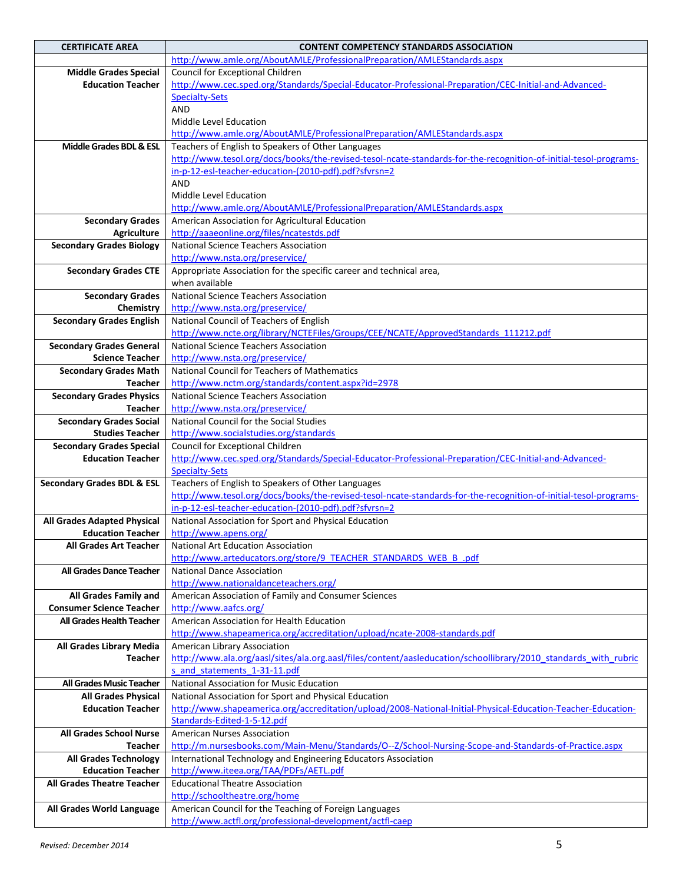| CERTIFICATE AREA | CONTENT COMPETENCY STANDARDS ASSOCIATION |
|---|---|
| | http://www.amle.org/AboutAMLE/ProfessionalPreparation/AMLEStandards.aspx |
| **Middle Grades Special Education Teacher** | Council for Exceptional Children<br>http://www.cec.sped.org/Standards/Special-Educator-Professional-Preparation/CEC-Initial-and-Advanced-Specialty-Sets<br>AND<br>Middle Level Education<br>http://www.amle.org/AboutAMLE/ProfessionalPreparation/AMLEStandards.aspx |
| **Middle Grades BDL & ESL** | Teachers of English to Speakers of Other Languages<br>http://www.tesol.org/docs/books/the-revised-tesol-ncate-standards-for-the-recognition-of-initial-tesol-programs-in-p-12-esl-teacher-education-(2010-pdf).pdf?sfvrsn=2<br>AND<br>Middle Level Education<br>http://www.amle.org/AboutAMLE/ProfessionalPreparation/AMLEStandards.aspx |
| **Secondary Grades Agriculture** | American Association for Agricultural Education<br>http://aaaeonline.org/files/ncatestds.pdf |
| **Secondary Grades Biology** | National Science Teachers Association<br>http://www.nsta.org/preservice/ |
| **Secondary Grades CTE** | Appropriate Association for the specific career and technical area, when available |
| **Secondary Grades Chemistry** | National Science Teachers Association<br>http://www.nsta.org/preservice/ |
| **Secondary Grades English** | National Council of Teachers of English<br>http://www.ncte.org/library/NCTEFiles/Groups/CEE/NCATE/ApprovedStandards_111212.pdf |
| **Secondary Grades General Science Teacher** | National Science Teachers Association<br>http://www.nsta.org/preservice/ |
| **Secondary Grades Math Teacher** | National Council for Teachers of Mathematics<br>http://www.nctm.org/standards/content.aspx?id=2978 |
| **Secondary Grades Physics Teacher** | National Science Teachers Association<br>http://www.nsta.org/preservice/ |
| **Secondary Grades Social Studies Teacher** | National Council for the Social Studies<br>http://www.socialstudies.org/standards |
| **Secondary Grades Special Education Teacher** | Council for Exceptional Children<br>http://www.cec.sped.org/Standards/Special-Educator-Professional-Preparation/CEC-Initial-and-Advanced-Specialty-Sets |
| **Secondary Grades BDL & ESL** | Teachers of English to Speakers of Other Languages<br>http://www.tesol.org/docs/books/the-revised-tesol-ncate-standards-for-the-recognition-of-initial-tesol-programs-in-p-12-esl-teacher-education-(2010-pdf).pdf?sfvrsn=2 |
| **All Grades Adapted Physical Education Teacher** | National Association for Sport and Physical Education<br>http://www.apens.org/ |
| **All Grades Art Teacher** | National Art Education Association<br>http://www.arteducators.org/store/9_TEACHER_STANDARDS_WEB_B_.pdf |
| **All Grades Dance Teacher** | National Dance Association<br>http://www.nationaldanceteachers.org/ |
| **All Grades Family and Consumer Science Teacher** | American Association of Family and Consumer Sciences<br>http://www.aafcs.org/ |
| **All Grades Health Teacher** | American Association for Health Education<br>http://www.shapeamerica.org/accreditation/upload/ncate-2008-standards.pdf |
| **All Grades Library Media Teacher** | American Library Association<br>http://www.ala.org/aasl/sites/ala.org.aasl/files/content/aasleducation/schoollibrary/2010_standards_with_rubrics_and_statements_1-31-11.pdf |
| **All Grades Music Teacher** | National Association for Music Education |
| **All Grades Physical Education Teacher** | National Association for Sport and Physical Education<br>http://www.shapeamerica.org/accreditation/upload/2008-National-Initial-Physical-Education-Teacher-Education-Standards-Edited-1-5-12.pdf |
| **All Grades School Nurse Teacher** | American Nurses Association<br>http://m.nursesbooks.com/Main-Menu/Standards/O--Z/School-Nursing-Scope-and-Standards-of-Practice.aspx |
| **All Grades Technology Education Teacher** | International Technology and Engineering Educators Association<br>http://www.iteea.org/TAA/PDFs/AETL.pdf |
| **All Grades Theatre Teacher** | Educational Theatre Association<br>http://schooltheatre.org/home |
| **All Grades World Language** | American Council for the Teaching of Foreign Languages<br>http://www.actfl.org/professional-development/actfl-caep |

*Revised: December 2014*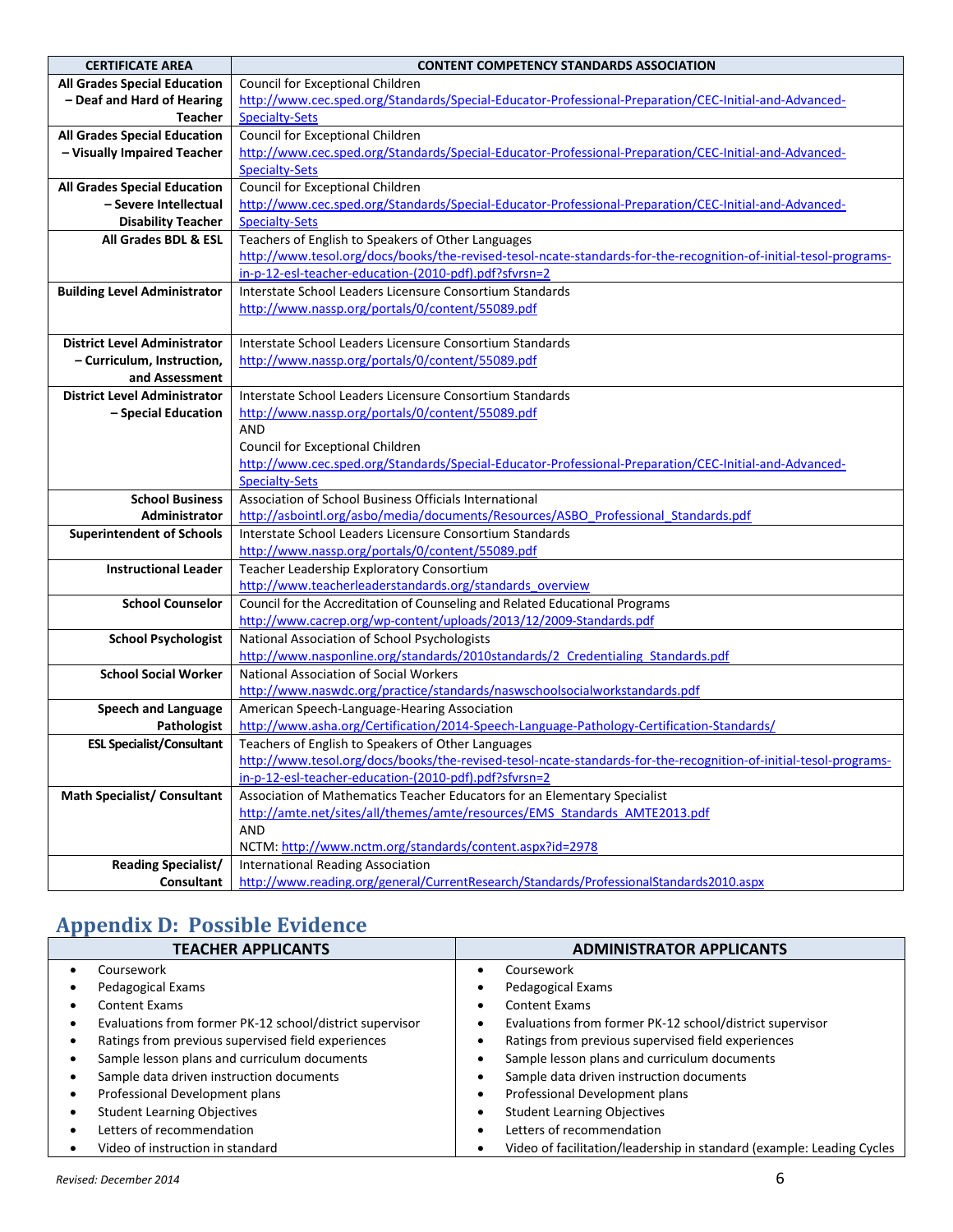| CERTIFICATE AREA | CONTENT COMPETENCY STANDARDS ASSOCIATION |
|---|---|
| All Grades Special Education – Deaf and Hard of Hearing Teacher | Council for Exceptional Children http://www.cec.sped.org/Standards/Special-Educator-Professional-Preparation/CEC-Initial-and-Advanced-Specialty-Sets |
| All Grades Special Education – Visually Impaired Teacher | Council for Exceptional Children http://www.cec.sped.org/Standards/Special-Educator-Professional-Preparation/CEC-Initial-and-Advanced-Specialty-Sets |
| All Grades Special Education – Severe Intellectual Disability Teacher | Council for Exceptional Children http://www.cec.sped.org/Standards/Special-Educator-Professional-Preparation/CEC-Initial-and-Advanced-Specialty-Sets |
| All Grades BDL & ESL | Teachers of English to Speakers of Other Languages http://www.tesol.org/docs/books/the-revised-tesol-ncate-standards-for-the-recognition-of-initial-tesol-programs-in-p-12-esl-teacher-education-(2010-pdf).pdf?sfvrsn=2 |
| Building Level Administrator | Interstate School Leaders Licensure Consortium Standards http://www.nassp.org/portals/0/content/55089.pdf |
| District Level Administrator – Curriculum, Instruction, and Assessment | Interstate School Leaders Licensure Consortium Standards http://www.nassp.org/portals/0/content/55089.pdf |
| District Level Administrator – Special Education | Interstate School Leaders Licensure Consortium Standards http://www.nassp.org/portals/0/content/55089.pdf AND Council for Exceptional Children http://www.cec.sped.org/Standards/Special-Educator-Professional-Preparation/CEC-Initial-and-Advanced-Specialty-Sets |
| School Business Administrator | Association of School Business Officials International http://asbointl.org/asbo/media/documents/Resources/ASBO_Professional_Standards.pdf |
| Superintendent of Schools | Interstate School Leaders Licensure Consortium Standards http://www.nassp.org/portals/0/content/55089.pdf |
| Instructional Leader | Teacher Leadership Exploratory Consortium http://www.teacherleaderstandards.org/standards_overview |
| School Counselor | Council for the Accreditation of Counseling and Related Educational Programs http://www.cacrep.org/wp-content/uploads/2013/12/2009-Standards.pdf |
| School Psychologist | National Association of School Psychologists http://www.nasponline.org/standards/2010standards/2_Credentialing_Standards.pdf |
| School Social Worker | National Association of Social Workers http://www.naswdc.org/practice/standards/naswschoolsocialworkstandards.pdf |
| Speech and Language Pathologist | American Speech-Language-Hearing Association http://www.asha.org/Certification/2014-Speech-Language-Pathology-Certification-Standards/ |
| ESL Specialist/Consultant | Teachers of English to Speakers of Other Languages http://www.tesol.org/docs/books/the-revised-tesol-ncate-standards-for-the-recognition-of-initial-tesol-programs-in-p-12-esl-teacher-education-(2010-pdf).pdf?sfvrsn=2 |
| Math Specialist/ Consultant | Association of Mathematics Teacher Educators for an Elementary Specialist http://amte.net/sites/all/themes/amte/resources/EMS_Standards_AMTE2013.pdf AND NCTM: http://www.nctm.org/standards/content.aspx?id=2978 |
| Reading Specialist/ Consultant | International Reading Association http://www.reading.org/general/CurrentResearch/Standards/ProfessionalStandards2010.aspx |

## Appendix D: Possible Evidence

| TEACHER APPLICANTS | ADMINISTRATOR APPLICANTS |
|---|---|
| • Coursework | • Coursework |
| • Pedagogical Exams | • Pedagogical Exams |
| • Content Exams | • Content Exams |
| • Evaluations from former PK-12 school/district supervisor | • Evaluations from former PK-12 school/district supervisor |
| • Ratings from previous supervised field experiences | • Ratings from previous supervised field experiences |
| • Sample lesson plans and curriculum documents | • Sample lesson plans and curriculum documents |
| • Sample data driven instruction documents | • Sample data driven instruction documents |
| • Professional Development plans | • Professional Development plans |
| • Student Learning Objectives | • Student Learning Objectives |
| • Letters of recommendation | • Letters of recommendation |
| • Video of instruction in standard | • Video of facilitation/leadership in standard (example: Leading Cycles |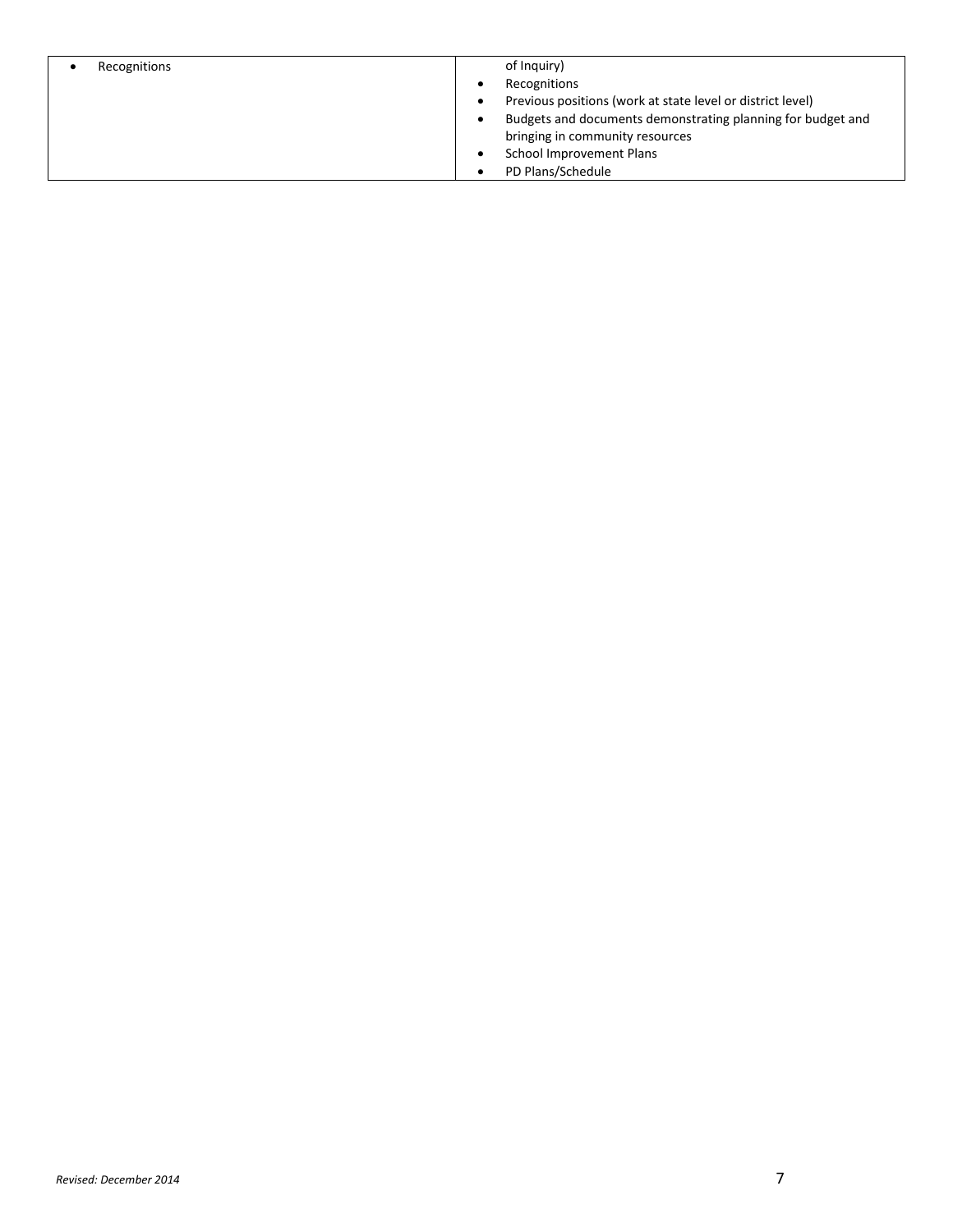| | |
|---|---|
| • Recognitions | of Inquiry)<br>• Recognitions<br>• Previous positions (work at state level or district level)<br>• Budgets and documents demonstrating planning for budget and bringing in community resources<br>• School Improvement Plans<br>• PD Plans/Schedule |

*Revised: December 2014*